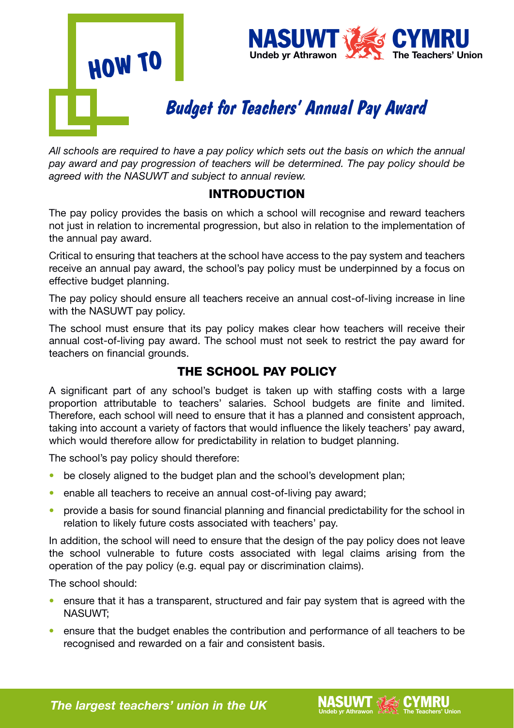# HOW TO

NASUWT CYMRU
Undeb yr Athrawon · The Teachers' Union

## Budget for Teachers' Annual Pay Award

*All schools are required to have a pay policy which sets out the basis on which the annual pay award and pay progression of teachers will be determined. The pay policy should be agreed with the NASUWT and subject to annual review.*

### INTRODUCTION

The pay policy provides the basis on which a school will recognise and reward teachers not just in relation to incremental progression, but also in relation to the implementation of the annual pay award.

Critical to ensuring that teachers at the school have access to the pay system and teachers receive an annual pay award, the school's pay policy must be underpinned by a focus on effective budget planning.

The pay policy should ensure all teachers receive an annual cost-of-living increase in line with the NASUWT pay policy.

The school must ensure that its pay policy makes clear how teachers will receive their annual cost-of-living pay award. The school must not seek to restrict the pay award for teachers on financial grounds.

### THE SCHOOL PAY POLICY

A significant part of any school's budget is taken up with staffing costs with a large proportion attributable to teachers' salaries. School budgets are finite and limited. Therefore, each school will need to ensure that it has a planned and consistent approach, taking into account a variety of factors that would influence the likely teachers' pay award, which would therefore allow for predictability in relation to budget planning.

The school's pay policy should therefore:

- be closely aligned to the budget plan and the school's development plan;
- enable all teachers to receive an annual cost-of-living pay award;
- provide a basis for sound financial planning and financial predictability for the school in relation to likely future costs associated with teachers' pay.

In addition, the school will need to ensure that the design of the pay policy does not leave the school vulnerable to future costs associated with legal claims arising from the operation of the pay policy (e.g. equal pay or discrimination claims).

The school should:

- ensure that it has a transparent, structured and fair pay system that is agreed with the NASUWT;
- ensure that the budget enables the contribution and performance of all teachers to be recognised and rewarded on a fair and consistent basis.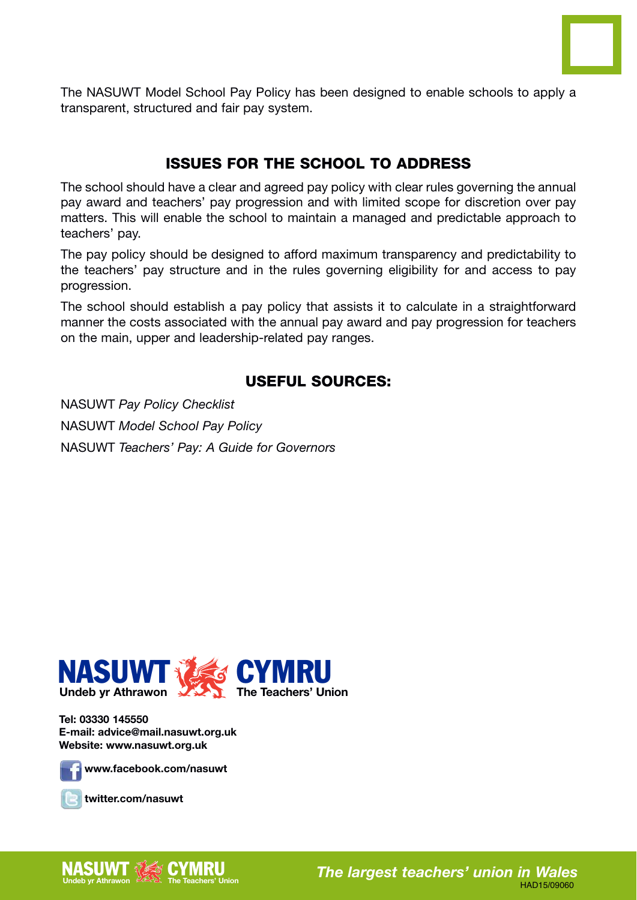The NASUWT Model School Pay Policy has been designed to enable schools to apply a transparent, structured and fair pay system.

## ISSUES FOR THE SCHOOL TO ADDRESS

The school should have a clear and agreed pay policy with clear rules governing the annual pay award and teachers' pay progression and with limited scope for discretion over pay matters. This will enable the school to maintain a managed and predictable approach to teachers' pay.

The pay policy should be designed to afford maximum transparency and predictability to the teachers' pay structure and in the rules governing eligibility for and access to pay progression.

The school should establish a pay policy that assists it to calculate in a straightforward manner the costs associated with the annual pay award and pay progression for teachers on the main, upper and leadership-related pay ranges.

## USEFUL SOURCES:

NASUWT *Pay Policy Checklist*

NASUWT *Model School Pay Policy*

NASUWT *Teachers' Pay: A Guide for Governors*

**NASUWT CYMRU**
**Undeb yr Athrawon The Teachers' Union**

**Tel: 03330 145550**
**E-mail: advice@mail.nasuwt.org.uk**
**Website: www.nasuwt.org.uk**

**www.facebook.com/nasuwt**

**twitter.com/nasuwt**

*The largest teachers' union in Wales*

HAD15/09060